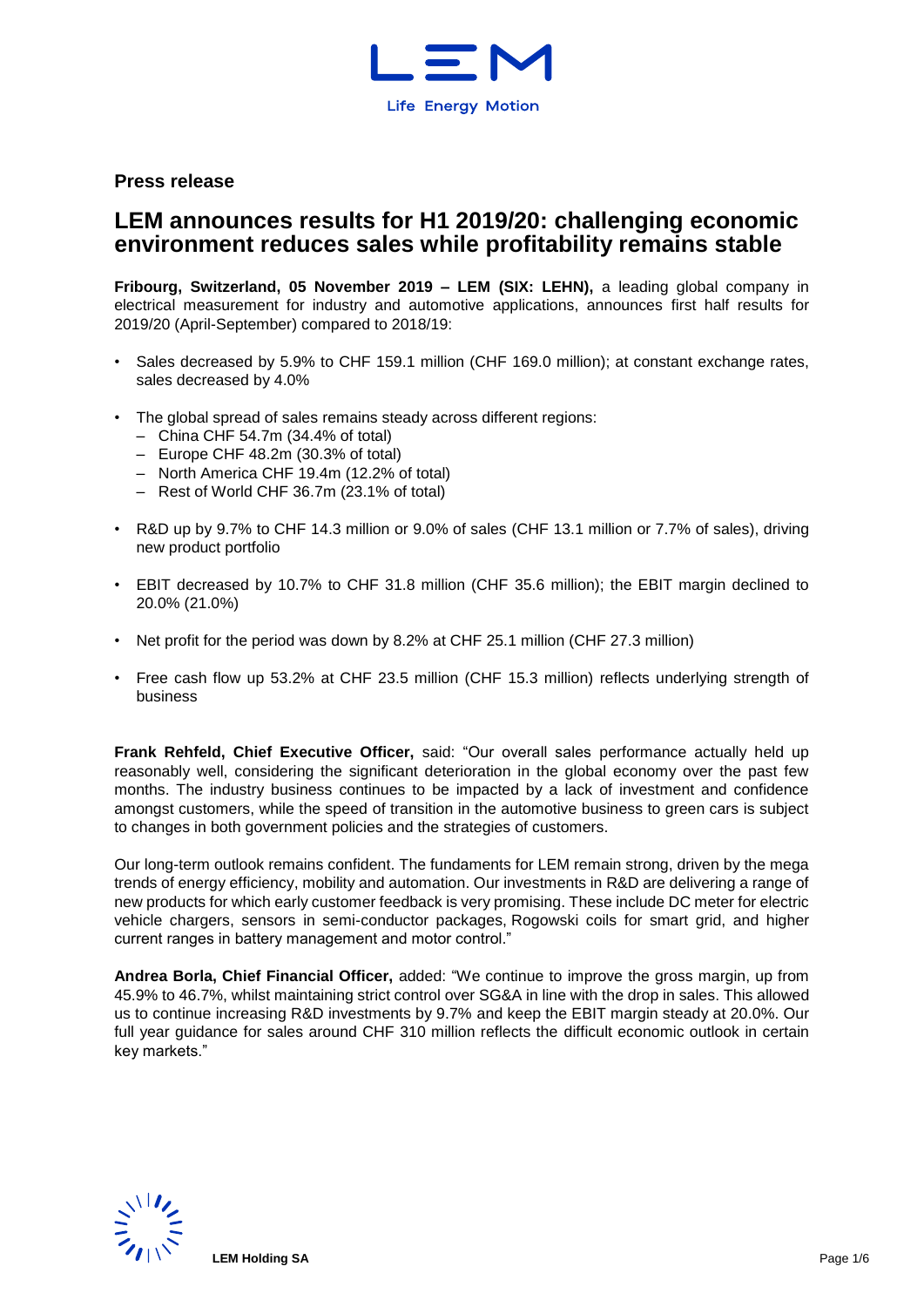**Press release**

# LEM announces results for H1 2019/20: challenging economic environment reduces sales while profitability remains stable

**Fribourg, Switzerland, 05 November 2019 – LEM (SIX: LEHN),** a leading global company in electrical measurement for industry and automotive applications, announces first half results for 2019/20 (April-September) compared to 2018/19:

- Sales decreased by 5.9% to CHF 159.1 million (CHF 169.0 million); at constant exchange rates, sales decreased by 4.0%
- The global spread of sales remains steady across different regions:
  - China CHF 54.7m (34.4% of total)
  - Europe CHF 48.2m (30.3% of total)
  - North America CHF 19.4m (12.2% of total)
  - Rest of World CHF 36.7m (23.1% of total)
- R&D up by 9.7% to CHF 14.3 million or 9.0% of sales (CHF 13.1 million or 7.7% of sales), driving new product portfolio
- EBIT decreased by 10.7% to CHF 31.8 million (CHF 35.6 million); the EBIT margin declined to 20.0% (21.0%)
- Net profit for the period was down by 8.2% at CHF 25.1 million (CHF 27.3 million)
- Free cash flow up 53.2% at CHF 23.5 million (CHF 15.3 million) reflects underlying strength of business

**Frank Rehfeld, Chief Executive Officer,** said: "Our overall sales performance actually held up reasonably well, considering the significant deterioration in the global economy over the past few months. The industry business continues to be impacted by a lack of investment and confidence amongst customers, while the speed of transition in the automotive business to green cars is subject to changes in both government policies and the strategies of customers.

Our long-term outlook remains confident. The fundaments for LEM remain strong, driven by the mega trends of energy efficiency, mobility and automation. Our investments in R&D are delivering a range of new products for which early customer feedback is very promising. These include DC meter for electric vehicle chargers, sensors in semi-conductor packages, Rogowski coils for smart grid, and higher current ranges in battery management and motor control."

**Andrea Borla, Chief Financial Officer,** added: "We continue to improve the gross margin, up from 45.9% to 46.7%, whilst maintaining strict control over SG&A in line with the drop in sales. This allowed us to continue increasing R&D investments by 9.7% and keep the EBIT margin steady at 20.0%. Our full year guidance for sales around CHF 310 million reflects the difficult economic outlook in certain key markets."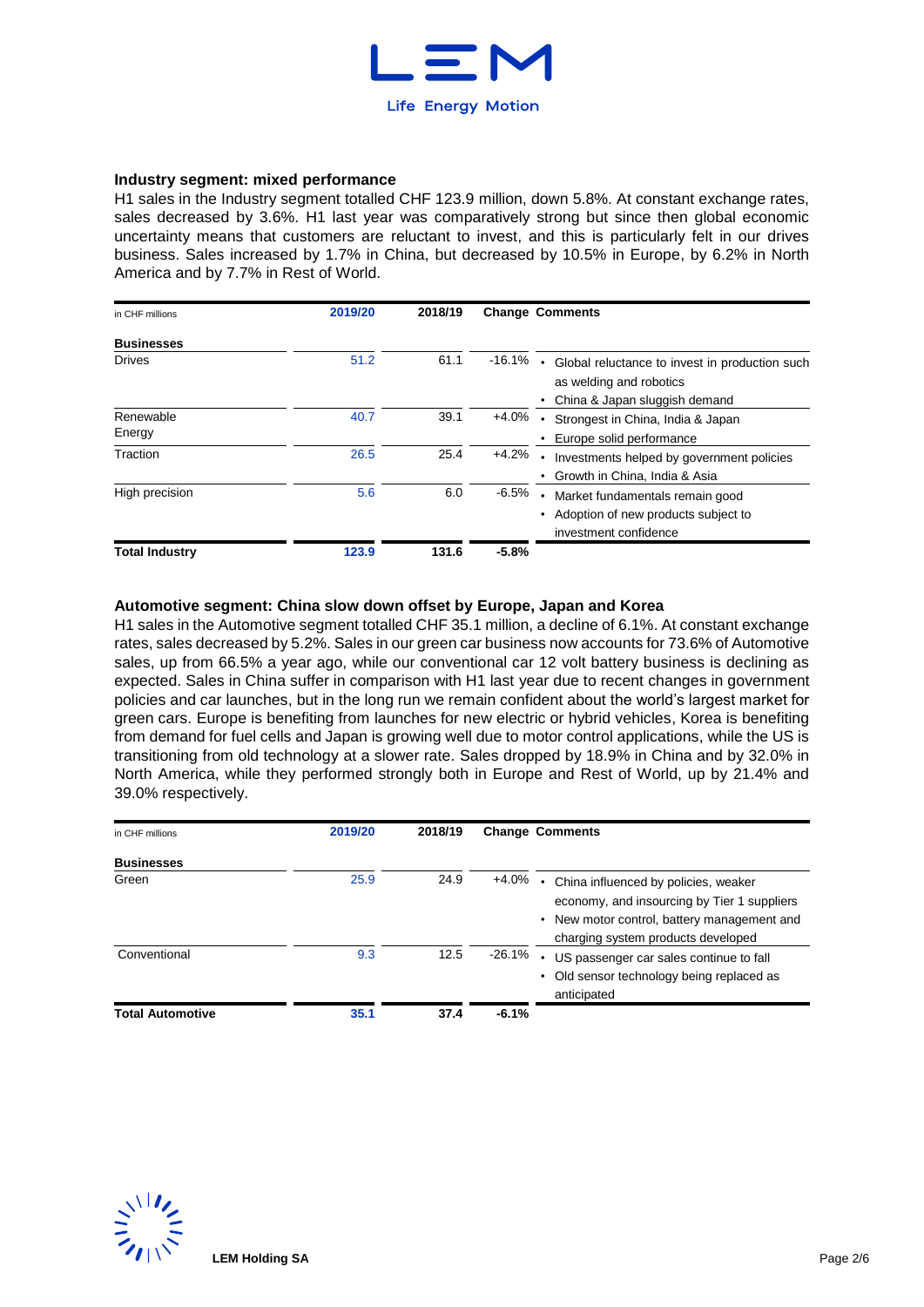### Industry segment: mixed performance

H1 sales in the Industry segment totalled CHF 123.9 million, down 5.8%. At constant exchange rates, sales decreased by 3.6%. H1 last year was comparatively strong but since then global economic uncertainty means that customers are reluctant to invest, and this is particularly felt in our drives business. Sales increased by 1.7% in China, but decreased by 10.5% in Europe, by 6.2% in North America and by 7.7% in Rest of World.

| in CHF millions | 2019/20 | 2018/19 | Change | Comments |
|---|---|---|---|---|
| **Businesses** | | | | |
| Drives | 51.2 | 61.1 | -16.1% | • Global reluctance to invest in production such as welding and robotics<br>• China & Japan sluggish demand |
| Renewable Energy | 40.7 | 39.1 | +4.0% | • Strongest in China, India & Japan<br>• Europe solid performance |
| Traction | 26.5 | 25.4 | +4.2% | • Investments helped by government policies<br>• Growth in China, India & Asia |
| High precision | 5.6 | 6.0 | -6.5% | • Market fundamentals remain good<br>• Adoption of new products subject to investment confidence |
| **Total Industry** | **123.9** | **131.6** | **-5.8%** | |

### Automotive segment: China slow down offset by Europe, Japan and Korea

H1 sales in the Automotive segment totalled CHF 35.1 million, a decline of 6.1%. At constant exchange rates, sales decreased by 5.2%. Sales in our green car business now accounts for 73.6% of Automotive sales, up from 66.5% a year ago, while our conventional car 12 volt battery business is declining as expected. Sales in China suffer in comparison with H1 last year due to recent changes in government policies and car launches, but in the long run we remain confident about the world's largest market for green cars. Europe is benefiting from launches for new electric or hybrid vehicles, Korea is benefiting from demand for fuel cells and Japan is growing well due to motor control applications, while the US is transitioning from old technology at a slower rate. Sales dropped by 18.9% in China and by 32.0% in North America, while they performed strongly both in Europe and Rest of World, up by 21.4% and 39.0% respectively.

| in CHF millions | 2019/20 | 2018/19 | Change | Comments |
|---|---|---|---|---|
| **Businesses** | | | | |
| Green | 25.9 | 24.9 | +4.0% | • China influenced by policies, weaker economy, and insourcing by Tier 1 suppliers<br>• New motor control, battery management and charging system products developed |
| Conventional | 9.3 | 12.5 | -26.1% | • US passenger car sales continue to fall<br>• Old sensor technology being replaced as anticipated |
| **Total Automotive** | **35.1** | **37.4** | **-6.1%** | |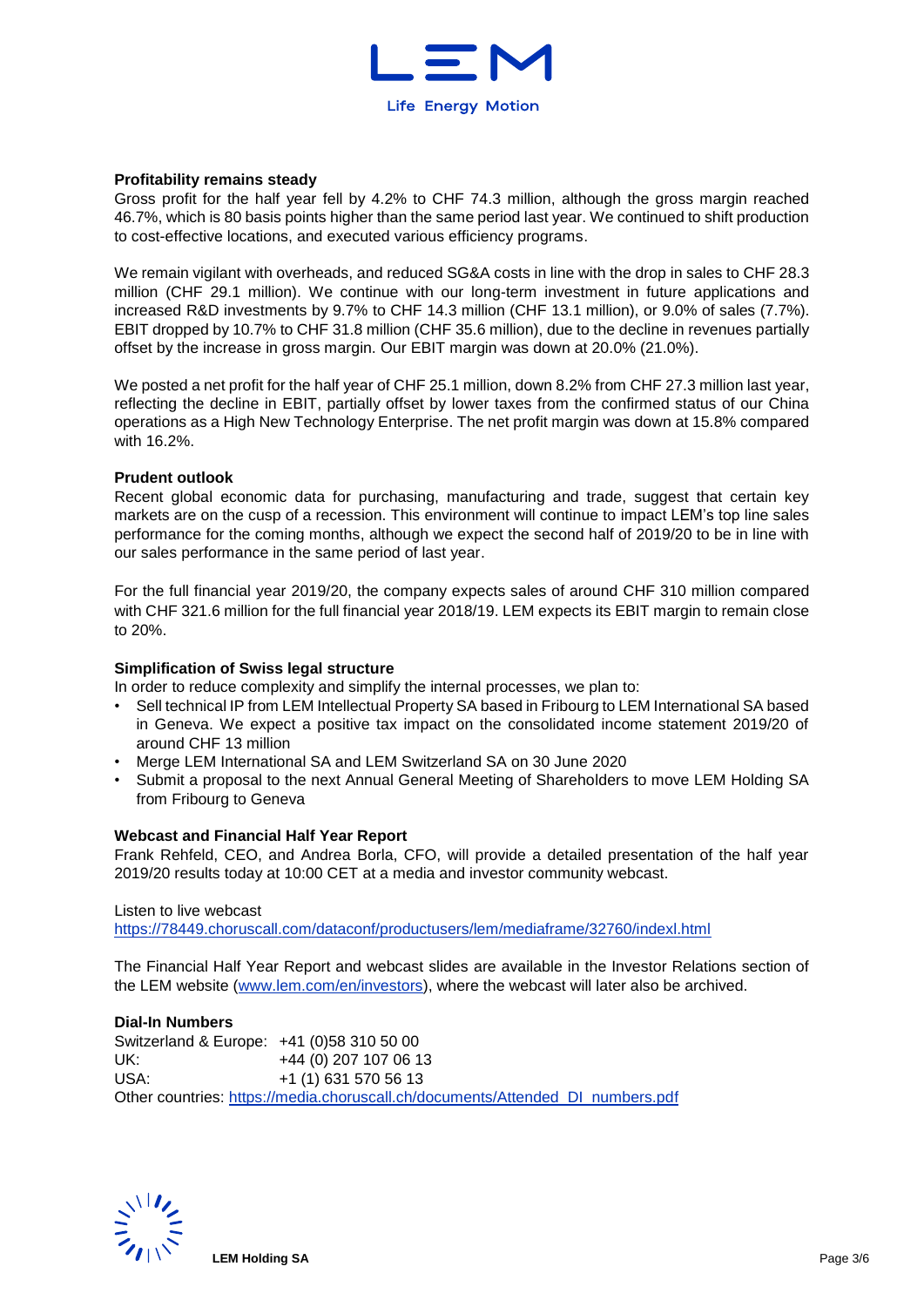**Profitability remains steady**

Gross profit for the half year fell by 4.2% to CHF 74.3 million, although the gross margin reached 46.7%, which is 80 basis points higher than the same period last year. We continued to shift production to cost-effective locations, and executed various efficiency programs.

We remain vigilant with overheads, and reduced SG&A costs in line with the drop in sales to CHF 28.3 million (CHF 29.1 million). We continue with our long-term investment in future applications and increased R&D investments by 9.7% to CHF 14.3 million (CHF 13.1 million), or 9.0% of sales (7.7%). EBIT dropped by 10.7% to CHF 31.8 million (CHF 35.6 million), due to the decline in revenues partially offset by the increase in gross margin. Our EBIT margin was down at 20.0% (21.0%).

We posted a net profit for the half year of CHF 25.1 million, down 8.2% from CHF 27.3 million last year, reflecting the decline in EBIT, partially offset by lower taxes from the confirmed status of our China operations as a High New Technology Enterprise. The net profit margin was down at 15.8% compared with 16.2%.

**Prudent outlook**

Recent global economic data for purchasing, manufacturing and trade, suggest that certain key markets are on the cusp of a recession. This environment will continue to impact LEM's top line sales performance for the coming months, although we expect the second half of 2019/20 to be in line with our sales performance in the same period of last year.

For the full financial year 2019/20, the company expects sales of around CHF 310 million compared with CHF 321.6 million for the full financial year 2018/19. LEM expects its EBIT margin to remain close to 20%.

**Simplification of Swiss legal structure**

In order to reduce complexity and simplify the internal processes, we plan to:

- Sell technical IP from LEM Intellectual Property SA based in Fribourg to LEM International SA based in Geneva. We expect a positive tax impact on the consolidated income statement 2019/20 of around CHF 13 million
- Merge LEM International SA and LEM Switzerland SA on 30 June 2020
- Submit a proposal to the next Annual General Meeting of Shareholders to move LEM Holding SA from Fribourg to Geneva

**Webcast and Financial Half Year Report**

Frank Rehfeld, CEO, and Andrea Borla, CFO, will provide a detailed presentation of the half year 2019/20 results today at 10:00 CET at a media and investor community webcast.

Listen to live webcast
https://78449.choruscall.com/dataconf/productusers/lem/mediaframe/32760/indexl.html

The Financial Half Year Report and webcast slides are available in the Investor Relations section of the LEM website (www.lem.com/en/investors), where the webcast will later also be archived.

**Dial-In Numbers**

Switzerland & Europe: +41 (0)58 310 50 00
UK: +44 (0) 207 107 06 13
USA: +1 (1) 631 570 56 13
Other countries: https://media.choruscall.ch/documents/Attended_DI_numbers.pdf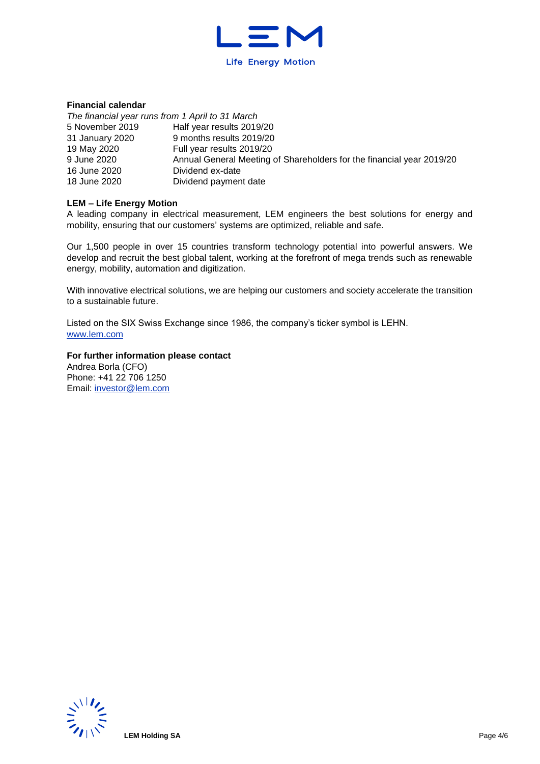**Financial calendar**

*The financial year runs from 1 April to 31 March*

| | |
|---|---|
| 5 November 2019 | Half year results 2019/20 |
| 31 January 2020 | 9 months results 2019/20 |
| 19 May 2020 | Full year results 2019/20 |
| 9 June 2020 | Annual General Meeting of Shareholders for the financial year 2019/20 |
| 16 June 2020 | Dividend ex-date |
| 18 June 2020 | Dividend payment date |

**LEM – Life Energy Motion**

A leading company in electrical measurement, LEM engineers the best solutions for energy and mobility, ensuring that our customers' systems are optimized, reliable and safe.

Our 1,500 people in over 15 countries transform technology potential into powerful answers. We develop and recruit the best global talent, working at the forefront of mega trends such as renewable energy, mobility, automation and digitization.

With innovative electrical solutions, we are helping our customers and society accelerate the transition to a sustainable future.

Listed on the SIX Swiss Exchange since 1986, the company's ticker symbol is LEHN.
www.lem.com

**For further information please contact**

Andrea Borla (CFO)
Phone: +41 22 706 1250
Email: investor@lem.com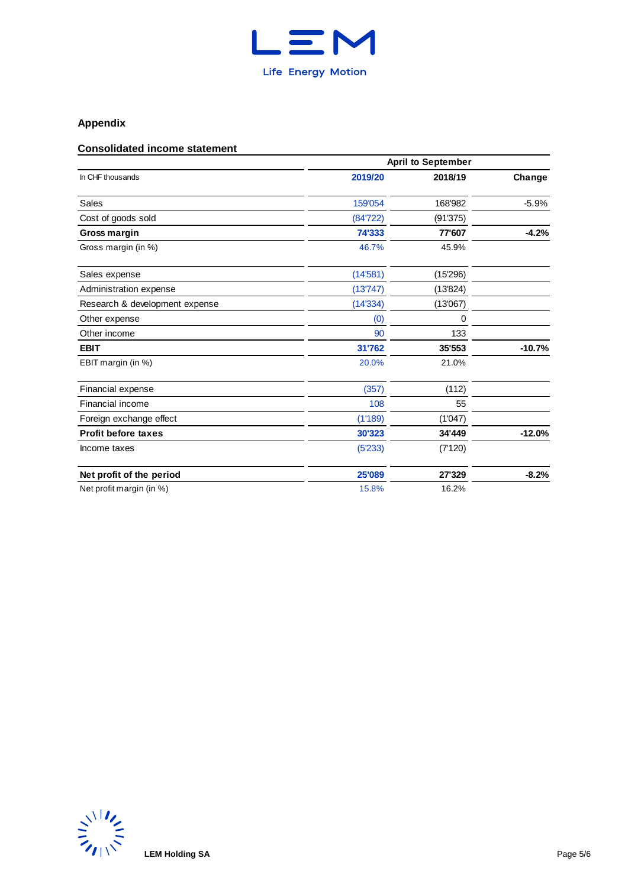## Appendix

### Consolidated income statement

| In CHF thousands | April to September | | |
|---|---|---|---|
| | 2019/20 | 2018/19 | Change |
| Sales | 159'054 | 168'982 | -5.9% |
| Cost of goods sold | (84'722) | (91'375) | |
| **Gross margin** | **74'333** | **77'607** | **-4.2%** |
| Gross margin (in %) | 46.7% | 45.9% | |
| Sales expense | (14'581) | (15'296) | |
| Administration expense | (13'747) | (13'824) | |
| Research & development expense | (14'334) | (13'067) | |
| Other expense | (0) | 0 | |
| Other income | 90 | 133 | |
| **EBIT** | **31'762** | **35'553** | **-10.7%** |
| EBIT margin (in %) | 20.0% | 21.0% | |
| Financial expense | (357) | (112) | |
| Financial income | 108 | 55 | |
| Foreign exchange effect | (1'189) | (1'047) | |
| **Profit before taxes** | **30'323** | **34'449** | **-12.0%** |
| Income taxes | (5'233) | (7'120) | |
| **Net profit of the period** | **25'089** | **27'329** | **-8.2%** |
| Net profit margin (in %) | 15.8% | 16.2% | |

LEM Holding SA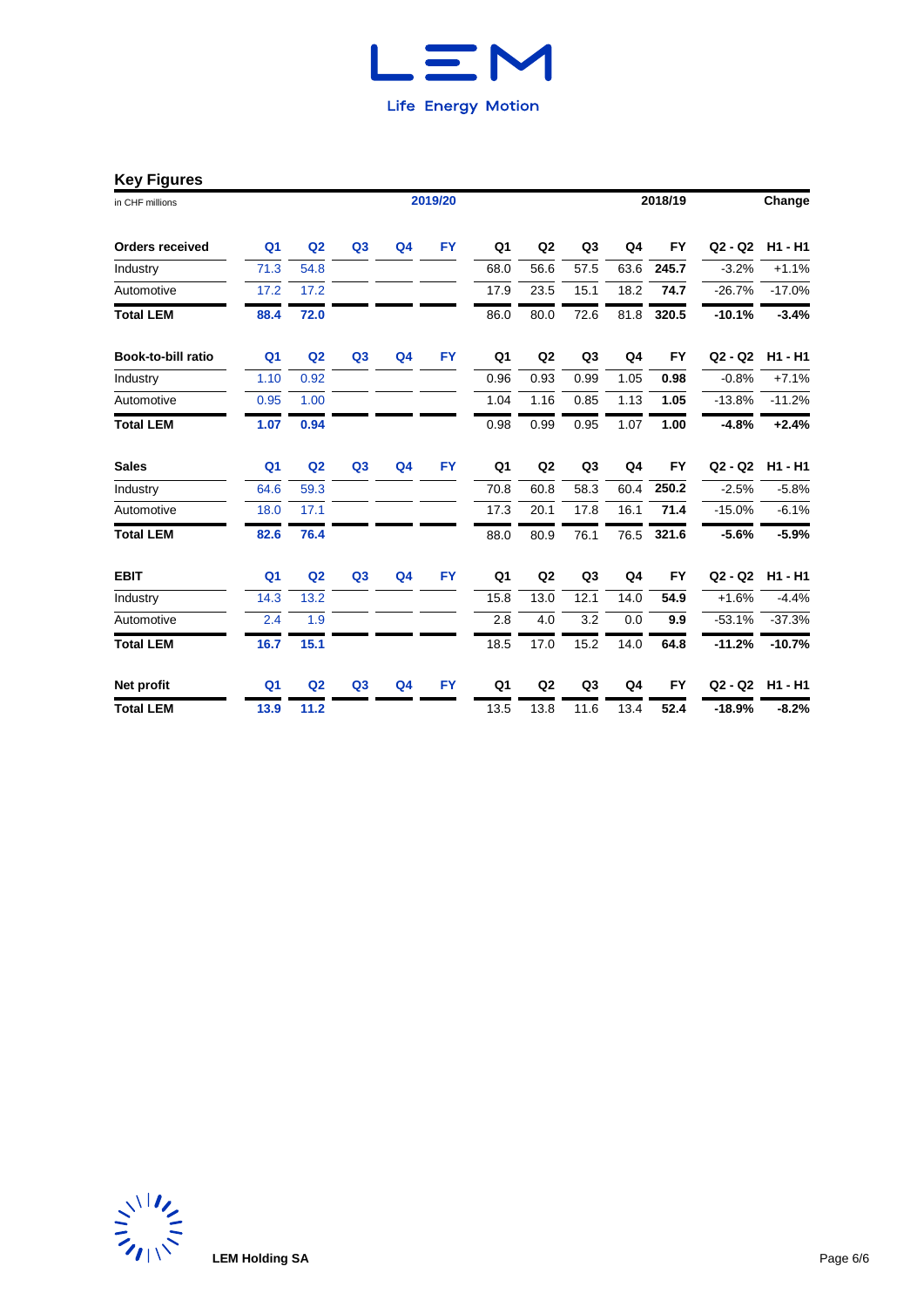LEM

Life Energy Motion

## Key Figures

in CHF millions

| | 2019/20 | | | | | 2018/19 | | | | | Change | |
|---|---|---|---|---|---|---|---|---|---|---|---|---|
| **Orders received** | **Q1** | **Q2** | **Q3** | **Q4** | **FY** | **Q1** | **Q2** | **Q3** | **Q4** | **FY** | **Q2 - Q2** | **H1 - H1** |
| Industry | 71.3 | 54.8 | | | | 68.0 | 56.6 | 57.5 | 63.6 | **245.7** | -3.2% | +1.1% |
| Automotive | 17.2 | 17.2 | | | | 17.9 | 23.5 | 15.1 | 18.2 | **74.7** | -26.7% | -17.0% |
| **Total LEM** | **88.4** | **72.0** | | | | 86.0 | 80.0 | 72.6 | 81.8 | **320.5** | **-10.1%** | **-3.4%** |
| **Book-to-bill ratio** | **Q1** | **Q2** | **Q3** | **Q4** | **FY** | **Q1** | **Q2** | **Q3** | **Q4** | **FY** | **Q2 - Q2** | **H1 - H1** |
| Industry | 1.10 | 0.92 | | | | 0.96 | 0.93 | 0.99 | 1.05 | **0.98** | -0.8% | +7.1% |
| Automotive | 0.95 | 1.00 | | | | 1.04 | 1.16 | 0.85 | 1.13 | **1.05** | -13.8% | -11.2% |
| **Total LEM** | **1.07** | **0.94** | | | | 0.98 | 0.99 | 0.95 | 1.07 | **1.00** | **-4.8%** | **+2.4%** |
| **Sales** | **Q1** | **Q2** | **Q3** | **Q4** | **FY** | **Q1** | **Q2** | **Q3** | **Q4** | **FY** | **Q2 - Q2** | **H1 - H1** |
| Industry | 64.6 | 59.3 | | | | 70.8 | 60.8 | 58.3 | 60.4 | **250.2** | -2.5% | -5.8% |
| Automotive | 18.0 | 17.1 | | | | 17.3 | 20.1 | 17.8 | 16.1 | **71.4** | -15.0% | -6.1% |
| **Total LEM** | **82.6** | **76.4** | | | | 88.0 | 80.9 | 76.1 | 76.5 | **321.6** | **-5.6%** | **-5.9%** |
| **EBIT** | **Q1** | **Q2** | **Q3** | **Q4** | **FY** | **Q1** | **Q2** | **Q3** | **Q4** | **FY** | **Q2 - Q2** | **H1 - H1** |
| Industry | 14.3 | 13.2 | | | | 15.8 | 13.0 | 12.1 | 14.0 | **54.9** | +1.6% | -4.4% |
| Automotive | 2.4 | 1.9 | | | | 2.8 | 4.0 | 3.2 | 0.0 | **9.9** | -53.1% | -37.3% |
| **Total LEM** | **16.7** | **15.1** | | | | 18.5 | 17.0 | 15.2 | 14.0 | **64.8** | **-11.2%** | **-10.7%** |
| **Net profit** | **Q1** | **Q2** | **Q3** | **Q4** | **FY** | **Q1** | **Q2** | **Q3** | **Q4** | **FY** | **Q2 - Q2** | **H1 - H1** |
| **Total LEM** | **13.9** | **11.2** | | | | 13.5 | 13.8 | 11.6 | 13.4 | **52.4** | **-18.9%** | **-8.2%** |

**LEM Holding SA**